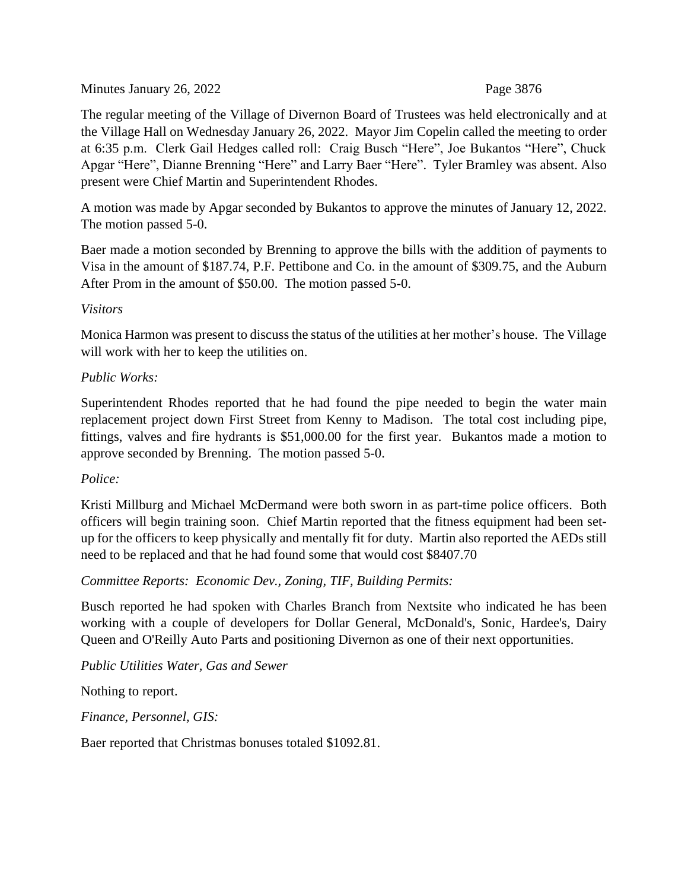The regular meeting of the Village of Divernon Board of Trustees was held electronically and at the Village Hall on Wednesday January 26, 2022. Mayor Jim Copelin called the meeting to order at 6:35 p.m. Clerk Gail Hedges called roll: Craig Busch "Here", Joe Bukantos "Here", Chuck Apgar "Here", Dianne Brenning "Here" and Larry Baer "Here". Tyler Bramley was absent. Also present were Chief Martin and Superintendent Rhodes.

A motion was made by Apgar seconded by Bukantos to approve the minutes of January 12, 2022. The motion passed 5-0.

Baer made a motion seconded by Brenning to approve the bills with the addition of payments to Visa in the amount of $187.74, P.F. Pettibone and Co. in the amount of $309.75, and the Auburn After Prom in the amount of $50.00. The motion passed 5-0.

*Visitors*

Monica Harmon was present to discuss the status of the utilities at her mother's house. The Village will work with her to keep the utilities on.

*Public Works:*

Superintendent Rhodes reported that he had found the pipe needed to begin the water main replacement project down First Street from Kenny to Madison. The total cost including pipe, fittings, valves and fire hydrants is $51,000.00 for the first year. Bukantos made a motion to approve seconded by Brenning. The motion passed 5-0.

*Police:*

Kristi Millburg and Michael McDermand were both sworn in as part-time police officers. Both officers will begin training soon. Chief Martin reported that the fitness equipment had been set-up for the officers to keep physically and mentally fit for duty. Martin also reported the AEDs still need to be replaced and that he had found some that would cost $8407.70

*Committee Reports: Economic Dev., Zoning, TIF, Building Permits:*

Busch reported he had spoken with Charles Branch from Nextsite who indicated he has been working with a couple of developers for Dollar General, McDonald's, Sonic, Hardee's, Dairy Queen and O'Reilly Auto Parts and positioning Divernon as one of their next opportunities.

*Public Utilities Water, Gas and Sewer*

Nothing to report.

*Finance, Personnel, GIS:*

Baer reported that Christmas bonuses totaled $1092.81.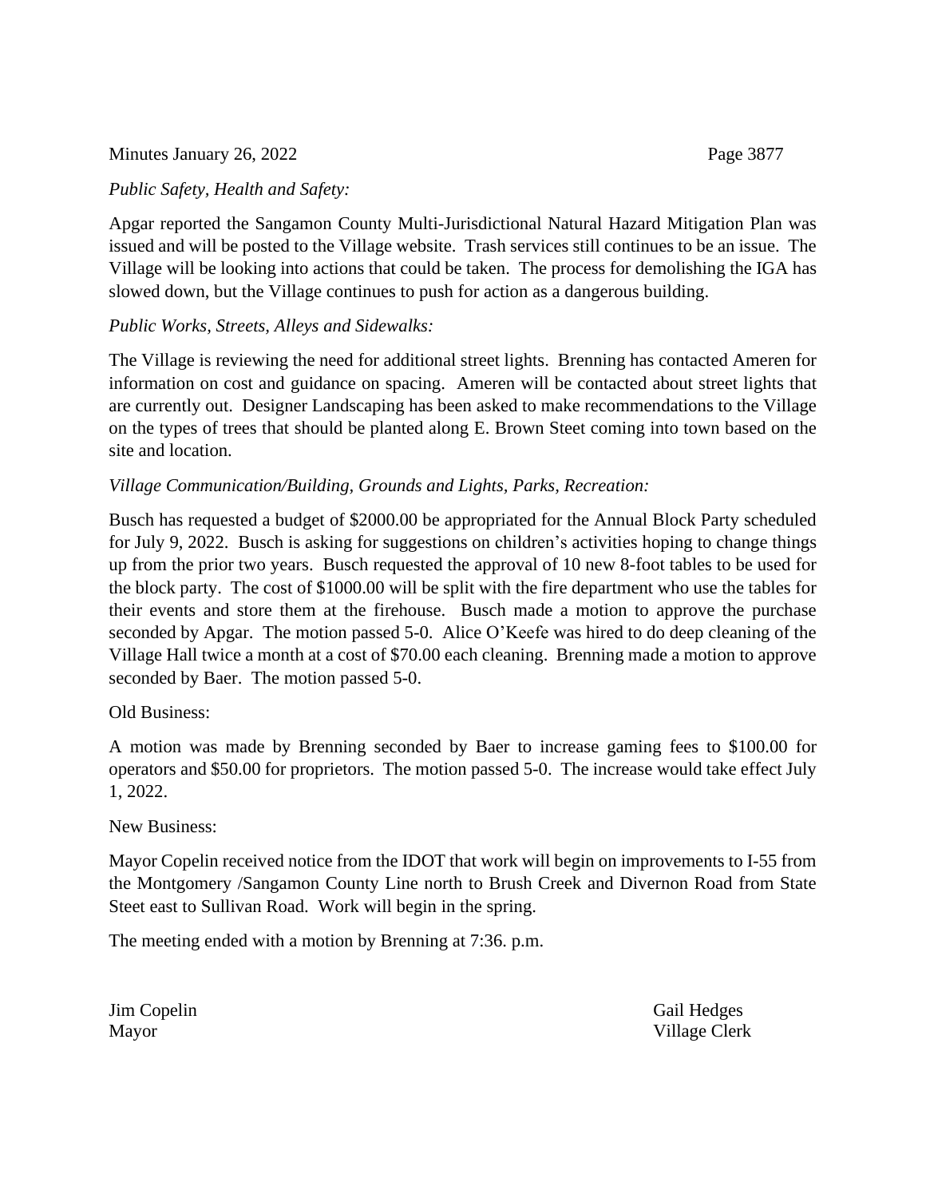*Public Safety, Health and Safety:*

Apgar reported the Sangamon County Multi-Jurisdictional Natural Hazard Mitigation Plan was issued and will be posted to the Village website. Trash services still continues to be an issue. The Village will be looking into actions that could be taken. The process for demolishing the IGA has slowed down, but the Village continues to push for action as a dangerous building.

*Public Works, Streets, Alleys and Sidewalks:*

The Village is reviewing the need for additional street lights. Brenning has contacted Ameren for information on cost and guidance on spacing. Ameren will be contacted about street lights that are currently out. Designer Landscaping has been asked to make recommendations to the Village on the types of trees that should be planted along E. Brown Steet coming into town based on the site and location.

*Village Communication/Building, Grounds and Lights, Parks, Recreation:*

Busch has requested a budget of $2000.00 be appropriated for the Annual Block Party scheduled for July 9, 2022. Busch is asking for suggestions on children's activities hoping to change things up from the prior two years. Busch requested the approval of 10 new 8-foot tables to be used for the block party. The cost of $1000.00 will be split with the fire department who use the tables for their events and store them at the firehouse. Busch made a motion to approve the purchase seconded by Apgar. The motion passed 5-0. Alice O'Keefe was hired to do deep cleaning of the Village Hall twice a month at a cost of $70.00 each cleaning. Brenning made a motion to approve seconded by Baer. The motion passed 5-0.

Old Business:

A motion was made by Brenning seconded by Baer to increase gaming fees to $100.00 for operators and $50.00 for proprietors. The motion passed 5-0. The increase would take effect July 1, 2022.

New Business:

Mayor Copelin received notice from the IDOT that work will begin on improvements to I-55 from the Montgomery /Sangamon County Line north to Brush Creek and Divernon Road from State Steet east to Sullivan Road. Work will begin in the spring.

The meeting ended with a motion by Brenning at 7:36. p.m.

Jim Copelin
Mayor

Gail Hedges
Village Clerk